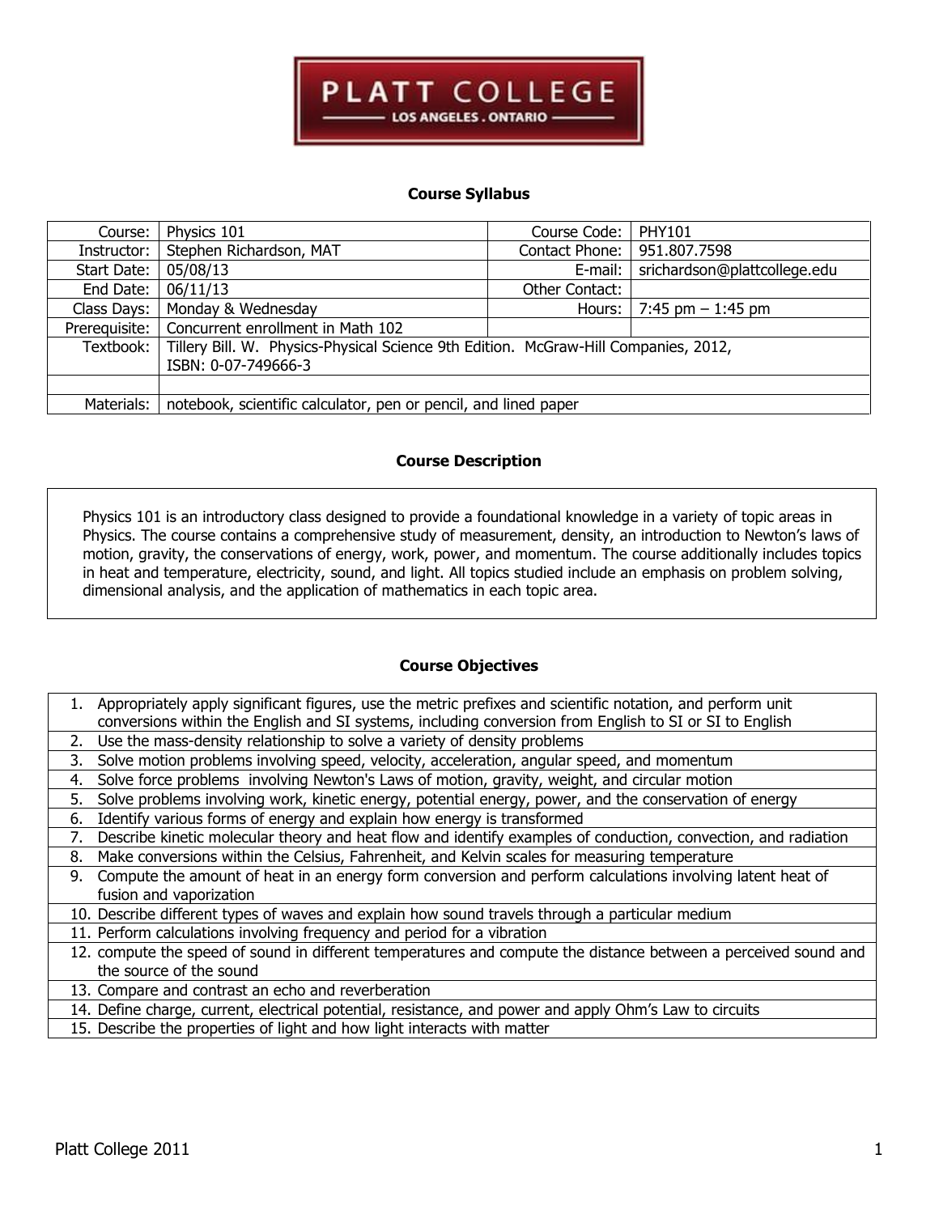PLATT COLLEGE
LOS ANGELES . ONTARIO

## Course Syllabus

| Course: | Physics 101 | Course Code: | PHY101 |
|---|---|---|---|
| Instructor: | Stephen Richardson, MAT | Contact Phone: | 951.807.7598 |
| Start Date: | 05/08/13 | E-mail: | srichardson@plattcollege.edu |
| End Date: | 06/11/13 | Other Contact: | |
| Class Days: | Monday & Wednesday | Hours: | 7:45 pm – 1:45 pm |
| Prerequisite: | Concurrent enrollment in Math 102 | | |
| Textbook: | Tillery Bill. W. Physics-Physical Science 9th Edition. McGraw-Hill Companies, 2012, ISBN: 0-07-749666-3 | | |
| | | | |
| Materials: | notebook, scientific calculator, pen or pencil, and lined paper | | |

## Course Description

Physics 101 is an introductory class designed to provide a foundational knowledge in a variety of topic areas in Physics. The course contains a comprehensive study of measurement, density, an introduction to Newton's laws of motion, gravity, the conservations of energy, work, power, and momentum. The course additionally includes topics in heat and temperature, electricity, sound, and light. All topics studied include an emphasis on problem solving, dimensional analysis, and the application of mathematics in each topic area.

## Course Objectives

1. Appropriately apply significant figures, use the metric prefixes and scientific notation, and perform unit conversions within the English and SI systems, including conversion from English to SI or SI to English
2. Use the mass-density relationship to solve a variety of density problems
3. Solve motion problems involving speed, velocity, acceleration, angular speed, and momentum
4. Solve force problems involving Newton's Laws of motion, gravity, weight, and circular motion
5. Solve problems involving work, kinetic energy, potential energy, power, and the conservation of energy
6. Identify various forms of energy and explain how energy is transformed
7. Describe kinetic molecular theory and heat flow and identify examples of conduction, convection, and radiation
8. Make conversions within the Celsius, Fahrenheit, and Kelvin scales for measuring temperature
9. Compute the amount of heat in an energy form conversion and perform calculations involving latent heat of fusion and vaporization
10. Describe different types of waves and explain how sound travels through a particular medium
11. Perform calculations involving frequency and period for a vibration
12. compute the speed of sound in different temperatures and compute the distance between a perceived sound and the source of the sound
13. Compare and contrast an echo and reverberation
14. Define charge, current, electrical potential, resistance, and power and apply Ohm's Law to circuits
15. Describe the properties of light and how light interacts with matter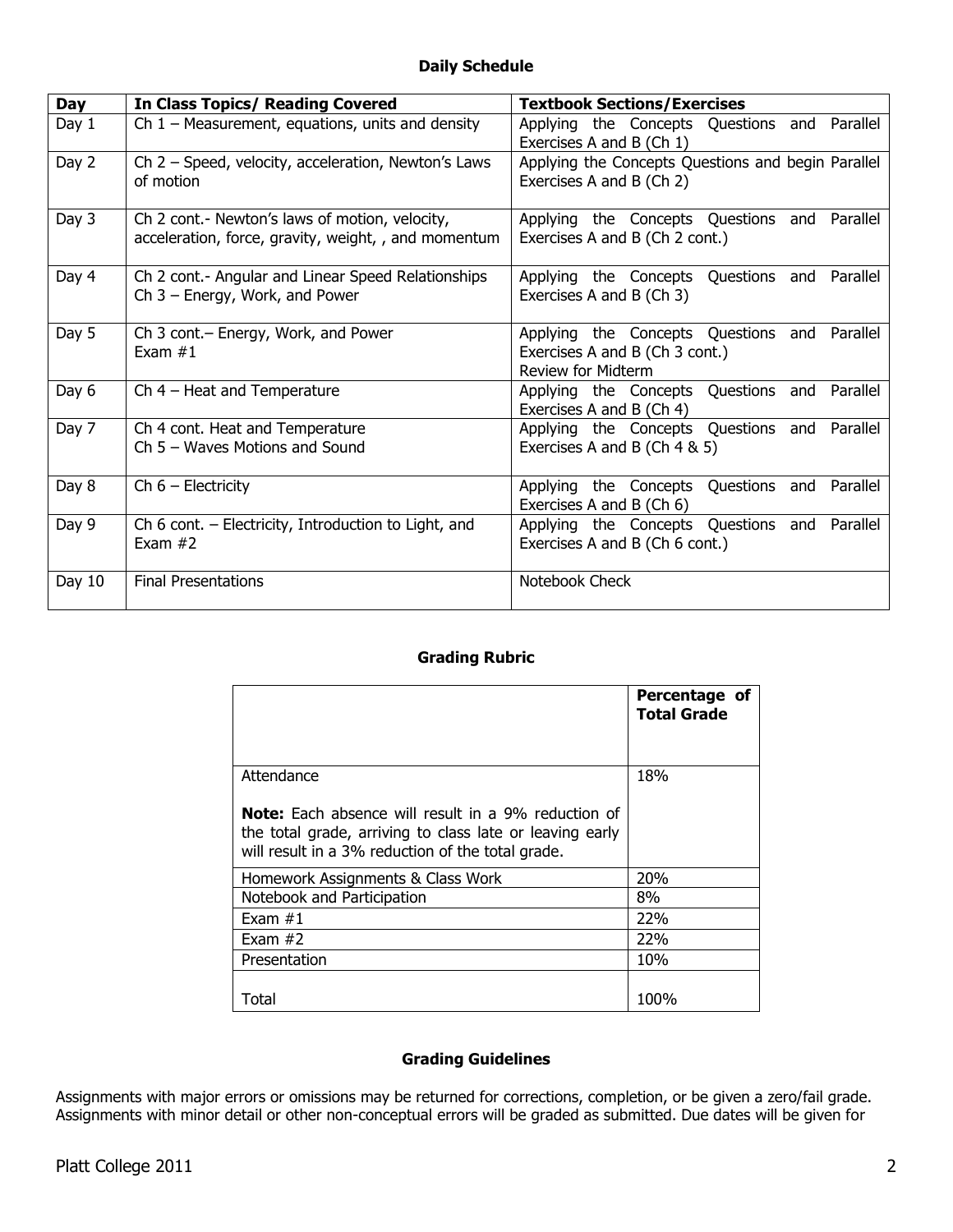## Daily Schedule

| Day | In Class Topics/ Reading Covered | Textbook Sections/Exercises |
|---|---|---|
| Day 1 | Ch 1 – Measurement, equations, units and density | Applying the Concepts Questions and Parallel Exercises A and B (Ch 1) |
| Day 2 | Ch 2 – Speed, velocity, acceleration, Newton's Laws of motion | Applying the Concepts Questions and begin Parallel Exercises A and B (Ch 2) |
| Day 3 | Ch 2 cont.- Newton's laws of motion, velocity, acceleration, force, gravity, weight, , and momentum | Applying the Concepts Questions and Parallel Exercises A and B (Ch 2 cont.) |
| Day 4 | Ch 2 cont.- Angular and Linear Speed Relationships<br>Ch 3 – Energy, Work, and Power | Applying the Concepts Questions and Parallel Exercises A and B (Ch 3) |
| Day 5 | Ch 3 cont.– Energy, Work, and Power<br>Exam #1 | Applying the Concepts Questions and Parallel Exercises A and B (Ch 3 cont.)<br>Review for Midterm |
| Day 6 | Ch 4 – Heat and Temperature | Applying the Concepts Questions and Parallel Exercises A and B (Ch 4) |
| Day 7 | Ch 4 cont. Heat and Temperature<br>Ch 5 – Waves Motions and Sound | Applying the Concepts Questions and Parallel Exercises A and B (Ch 4 & 5) |
| Day 8 | Ch 6 – Electricity | Applying the Concepts Questions and Parallel Exercises A and B (Ch 6) |
| Day 9 | Ch 6 cont. – Electricity, Introduction to Light, and Exam #2 | Applying the Concepts Questions and Parallel Exercises A and B (Ch 6 cont.) |
| Day 10 | Final Presentations | Notebook Check |

## Grading Rubric

| | Percentage of Total Grade |
|---|---|
| Attendance<br><br>**Note:** Each absence will result in a 9% reduction of the total grade, arriving to class late or leaving early will result in a 3% reduction of the total grade. | 18% |
| Homework Assignments & Class Work | 20% |
| Notebook and Participation | 8% |
| Exam #1 | 22% |
| Exam #2 | 22% |
| Presentation | 10% |
| Total | 100% |

## Grading Guidelines

Assignments with major errors or omissions may be returned for corrections, completion, or be given a zero/fail grade. Assignments with minor detail or other non-conceptual errors will be graded as submitted. Due dates will be given for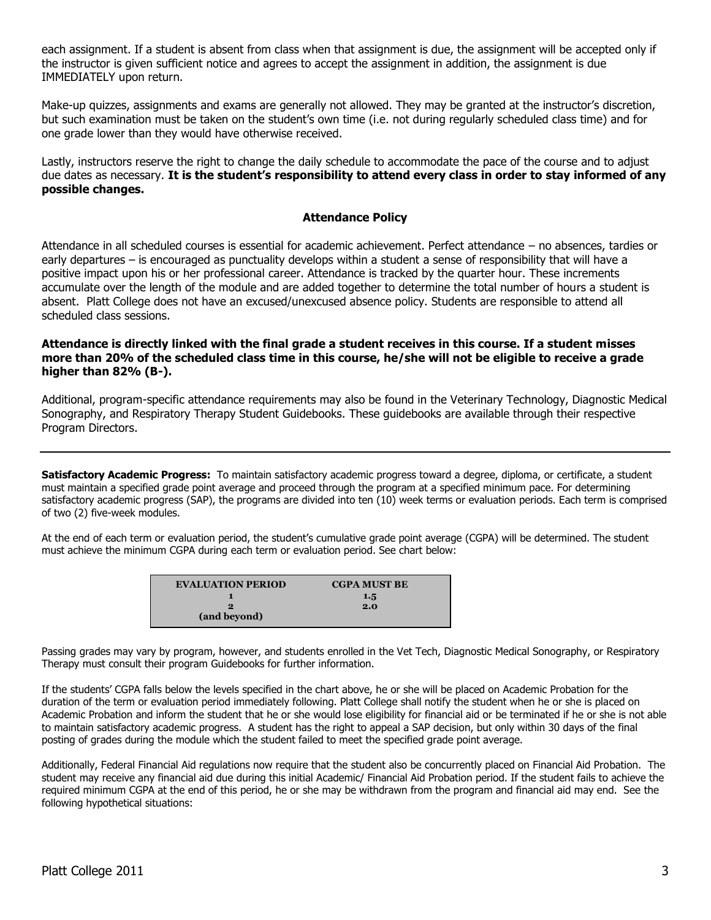each assignment. If a student is absent from class when that assignment is due, the assignment will be accepted only if the instructor is given sufficient notice and agrees to accept the assignment in addition, the assignment is due IMMEDIATELY upon return.

Make-up quizzes, assignments and exams are generally not allowed. They may be granted at the instructor's discretion, but such examination must be taken on the student's own time (i.e. not during regularly scheduled class time) and for one grade lower than they would have otherwise received.

Lastly, instructors reserve the right to change the daily schedule to accommodate the pace of the course and to adjust due dates as necessary. **It is the student's responsibility to attend every class in order to stay informed of any possible changes.**

## Attendance Policy

Attendance in all scheduled courses is essential for academic achievement. Perfect attendance – no absences, tardies or early departures – is encouraged as punctuality develops within a student a sense of responsibility that will have a positive impact upon his or her professional career. Attendance is tracked by the quarter hour. These increments accumulate over the length of the module and are added together to determine the total number of hours a student is absent. Platt College does not have an excused/unexcused absence policy. Students are responsible to attend all scheduled class sessions.

**Attendance is directly linked with the final grade a student receives in this course. If a student misses more than 20% of the scheduled class time in this course, he/she will not be eligible to receive a grade higher than 82% (B-).**

Additional, program-specific attendance requirements may also be found in the Veterinary Technology, Diagnostic Medical Sonography, and Respiratory Therapy Student Guidebooks. These guidebooks are available through their respective Program Directors.

---

**Satisfactory Academic Progress:** To maintain satisfactory academic progress toward a degree, diploma, or certificate, a student must maintain a specified grade point average and proceed through the program at a specified minimum pace. For determining satisfactory academic progress (SAP), the programs are divided into ten (10) week terms or evaluation periods. Each term is comprised of two (2) five-week modules.

At the end of each term or evaluation period, the student's cumulative grade point average (CGPA) will be determined. The student must achieve the minimum CGPA during each term or evaluation period. See chart below:

| EVALUATION PERIOD | CGPA MUST BE |
|---|---|
| 1 | 1.5 |
| 2 (and beyond) | 2.0 |

Passing grades may vary by program, however, and students enrolled in the Vet Tech, Diagnostic Medical Sonography, or Respiratory Therapy must consult their program Guidebooks for further information.

If the students' CGPA falls below the levels specified in the chart above, he or she will be placed on Academic Probation for the duration of the term or evaluation period immediately following. Platt College shall notify the student when he or she is placed on Academic Probation and inform the student that he or she would lose eligibility for financial aid or be terminated if he or she is not able to maintain satisfactory academic progress. A student has the right to appeal a SAP decision, but only within 30 days of the final posting of grades during the module which the student failed to meet the specified grade point average.

Additionally, Federal Financial Aid regulations now require that the student also be concurrently placed on Financial Aid Probation. The student may receive any financial aid due during this initial Academic/ Financial Aid Probation period. If the student fails to achieve the required minimum CGPA at the end of this period, he or she may be withdrawn from the program and financial aid may end. See the following hypothetical situations: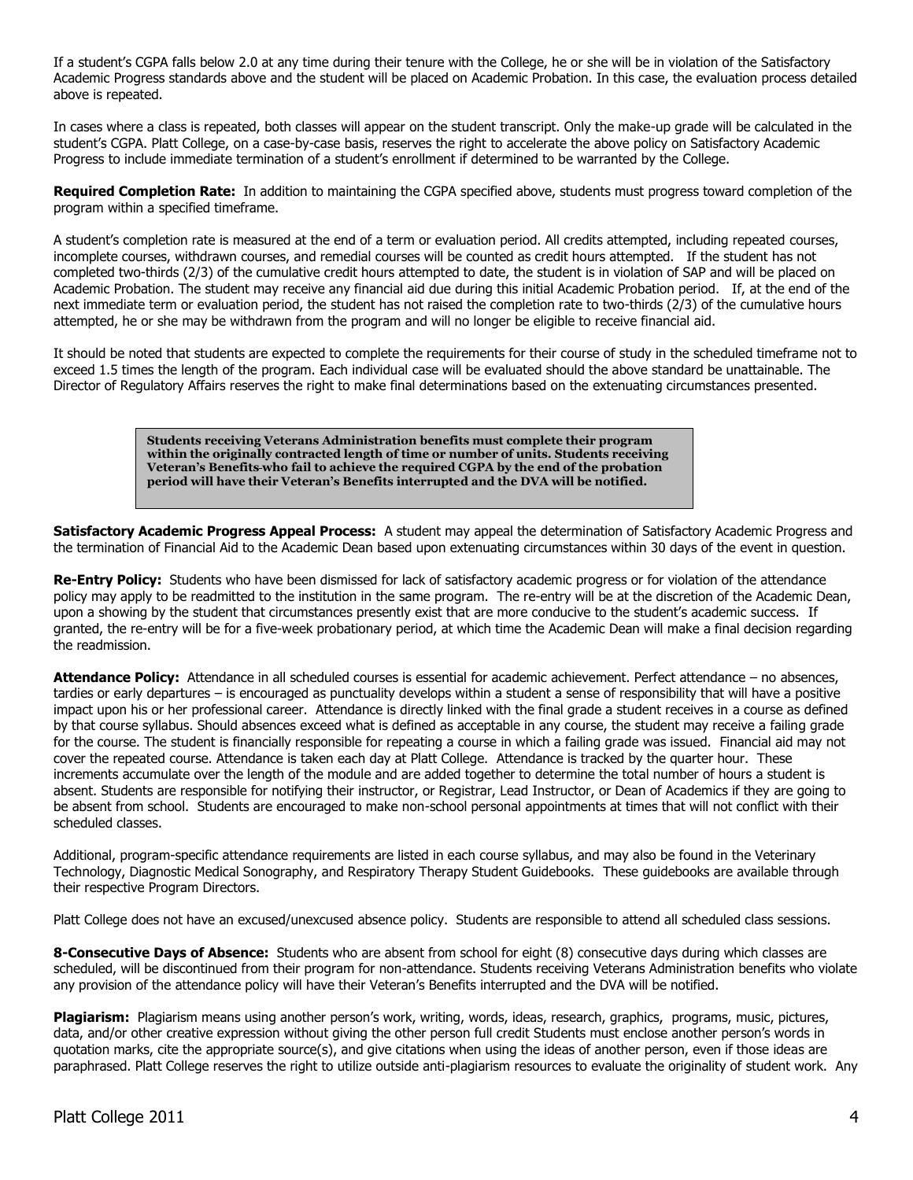If a student's CGPA falls below 2.0 at any time during their tenure with the College, he or she will be in violation of the Satisfactory Academic Progress standards above and the student will be placed on Academic Probation. In this case, the evaluation process detailed above is repeated.

In cases where a class is repeated, both classes will appear on the student transcript. Only the make-up grade will be calculated in the student's CGPA. Platt College, on a case-by-case basis, reserves the right to accelerate the above policy on Satisfactory Academic Progress to include immediate termination of a student's enrollment if determined to be warranted by the College.

**Required Completion Rate:** In addition to maintaining the CGPA specified above, students must progress toward completion of the program within a specified timeframe.

A student's completion rate is measured at the end of a term or evaluation period. All credits attempted, including repeated courses, incomplete courses, withdrawn courses, and remedial courses will be counted as credit hours attempted. If the student has not completed two-thirds (2/3) of the cumulative credit hours attempted to date, the student is in violation of SAP and will be placed on Academic Probation. The student may receive any financial aid due during this initial Academic Probation period. If, at the end of the next immediate term or evaluation period, the student has not raised the completion rate to two-thirds (2/3) of the cumulative hours attempted, he or she may be withdrawn from the program and will no longer be eligible to receive financial aid.

It should be noted that students are expected to complete the requirements for their course of study in the scheduled timeframe not to exceed 1.5 times the length of the program. Each individual case will be evaluated should the above standard be unattainable. The Director of Regulatory Affairs reserves the right to make final determinations based on the extenuating circumstances presented.

**Students receiving Veterans Administration benefits must complete their program within the originally contracted length of time or number of units. Students receiving Veteran's Benefits who fail to achieve the required CGPA by the end of the probation period will have their Veteran's Benefits interrupted and the DVA will be notified.**

**Satisfactory Academic Progress Appeal Process:** A student may appeal the determination of Satisfactory Academic Progress and the termination of Financial Aid to the Academic Dean based upon extenuating circumstances within 30 days of the event in question.

**Re-Entry Policy:** Students who have been dismissed for lack of satisfactory academic progress or for violation of the attendance policy may apply to be readmitted to the institution in the same program. The re-entry will be at the discretion of the Academic Dean, upon a showing by the student that circumstances presently exist that are more conducive to the student's academic success. If granted, the re-entry will be for a five-week probationary period, at which time the Academic Dean will make a final decision regarding the readmission.

**Attendance Policy:** Attendance in all scheduled courses is essential for academic achievement. Perfect attendance – no absences, tardies or early departures – is encouraged as punctuality develops within a student a sense of responsibility that will have a positive impact upon his or her professional career. Attendance is directly linked with the final grade a student receives in a course as defined by that course syllabus. Should absences exceed what is defined as acceptable in any course, the student may receive a failing grade for the course. The student is financially responsible for repeating a course in which a failing grade was issued. Financial aid may not cover the repeated course. Attendance is taken each day at Platt College. Attendance is tracked by the quarter hour. These increments accumulate over the length of the module and are added together to determine the total number of hours a student is absent. Students are responsible for notifying their instructor, or Registrar, Lead Instructor, or Dean of Academics if they are going to be absent from school. Students are encouraged to make non-school personal appointments at times that will not conflict with their scheduled classes.

Additional, program-specific attendance requirements are listed in each course syllabus, and may also be found in the Veterinary Technology, Diagnostic Medical Sonography, and Respiratory Therapy Student Guidebooks. These guidebooks are available through their respective Program Directors.

Platt College does not have an excused/unexcused absence policy. Students are responsible to attend all scheduled class sessions.

**8-Consecutive Days of Absence:** Students who are absent from school for eight (8) consecutive days during which classes are scheduled, will be discontinued from their program for non-attendance. Students receiving Veterans Administration benefits who violate any provision of the attendance policy will have their Veteran's Benefits interrupted and the DVA will be notified.

**Plagiarism:** Plagiarism means using another person's work, writing, words, ideas, research, graphics, programs, music, pictures, data, and/or other creative expression without giving the other person full credit Students must enclose another person's words in quotation marks, cite the appropriate source(s), and give citations when using the ideas of another person, even if those ideas are paraphrased. Platt College reserves the right to utilize outside anti-plagiarism resources to evaluate the originality of student work. Any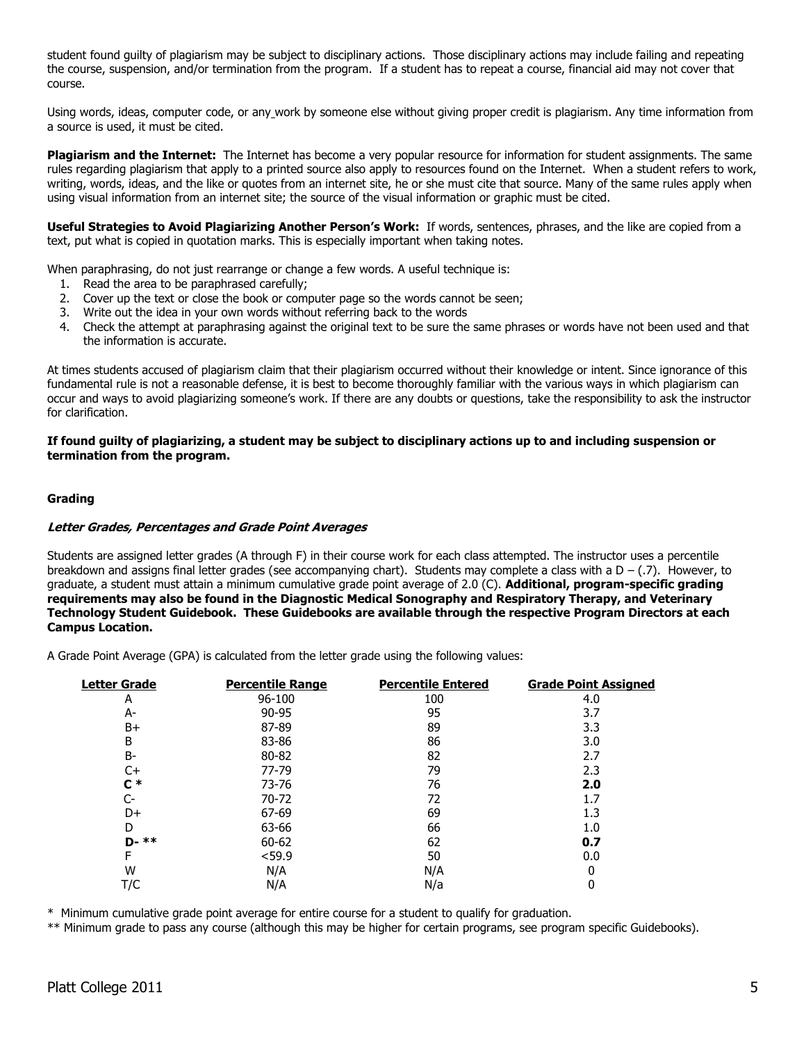student found guilty of plagiarism may be subject to disciplinary actions. Those disciplinary actions may include failing and repeating the course, suspension, and/or termination from the program. If a student has to repeat a course, financial aid may not cover that course.

Using words, ideas, computer code, or any work by someone else without giving proper credit is plagiarism. Any time information from a source is used, it must be cited.

**Plagiarism and the Internet:** The Internet has become a very popular resource for information for student assignments. The same rules regarding plagiarism that apply to a printed source also apply to resources found on the Internet. When a student refers to work, writing, words, ideas, and the like or quotes from an internet site, he or she must cite that source. Many of the same rules apply when using visual information from an internet site; the source of the visual information or graphic must be cited.

**Useful Strategies to Avoid Plagiarizing Another Person's Work:** If words, sentences, phrases, and the like are copied from a text, put what is copied in quotation marks. This is especially important when taking notes.

When paraphrasing, do not just rearrange or change a few words. A useful technique is:

1. Read the area to be paraphrased carefully;
2. Cover up the text or close the book or computer page so the words cannot be seen;
3. Write out the idea in your own words without referring back to the words
4. Check the attempt at paraphrasing against the original text to be sure the same phrases or words have not been used and that the information is accurate.

At times students accused of plagiarism claim that their plagiarism occurred without their knowledge or intent. Since ignorance of this fundamental rule is not a reasonable defense, it is best to become thoroughly familiar with the various ways in which plagiarism can occur and ways to avoid plagiarizing someone's work. If there are any doubts or questions, take the responsibility to ask the instructor for clarification.

**If found guilty of plagiarizing, a student may be subject to disciplinary actions up to and including suspension or termination from the program.**

## Grading

### *Letter Grades, Percentages and Grade Point Averages*

Students are assigned letter grades (A through F) in their course work for each class attempted. The instructor uses a percentile breakdown and assigns final letter grades (see accompanying chart). Students may complete a class with a D – (.7). However, to graduate, a student must attain a minimum cumulative grade point average of 2.0 (C). **Additional, program-specific grading requirements may also be found in the Diagnostic Medical Sonography and Respiratory Therapy, and Veterinary Technology Student Guidebook. These Guidebooks are available through the respective Program Directors at each Campus Location.**

A Grade Point Average (GPA) is calculated from the letter grade using the following values:

| Letter Grade | Percentile Range | Percentile Entered | Grade Point Assigned |
|---|---|---|---|
| A | 96-100 | 100 | 4.0 |
| A- | 90-95 | 95 | 3.7 |
| B+ | 87-89 | 89 | 3.3 |
| B | 83-86 | 86 | 3.0 |
| B- | 80-82 | 82 | 2.7 |
| C+ | 77-79 | 79 | 2.3 |
| **C \*** | 73-76 | 76 | **2.0** |
| C- | 70-72 | 72 | 1.7 |
| D+ | 67-69 | 69 | 1.3 |
| D | 63-66 | 66 | 1.0 |
| **D- \*\*** | 60-62 | 62 | **0.7** |
| F | <59.9 | 50 | 0.0 |
| W | N/A | N/A | 0 |
| T/C | N/A | N/a | 0 |

\* Minimum cumulative grade point average for entire course for a student to qualify for graduation.

\*\* Minimum grade to pass any course (although this may be higher for certain programs, see program specific Guidebooks).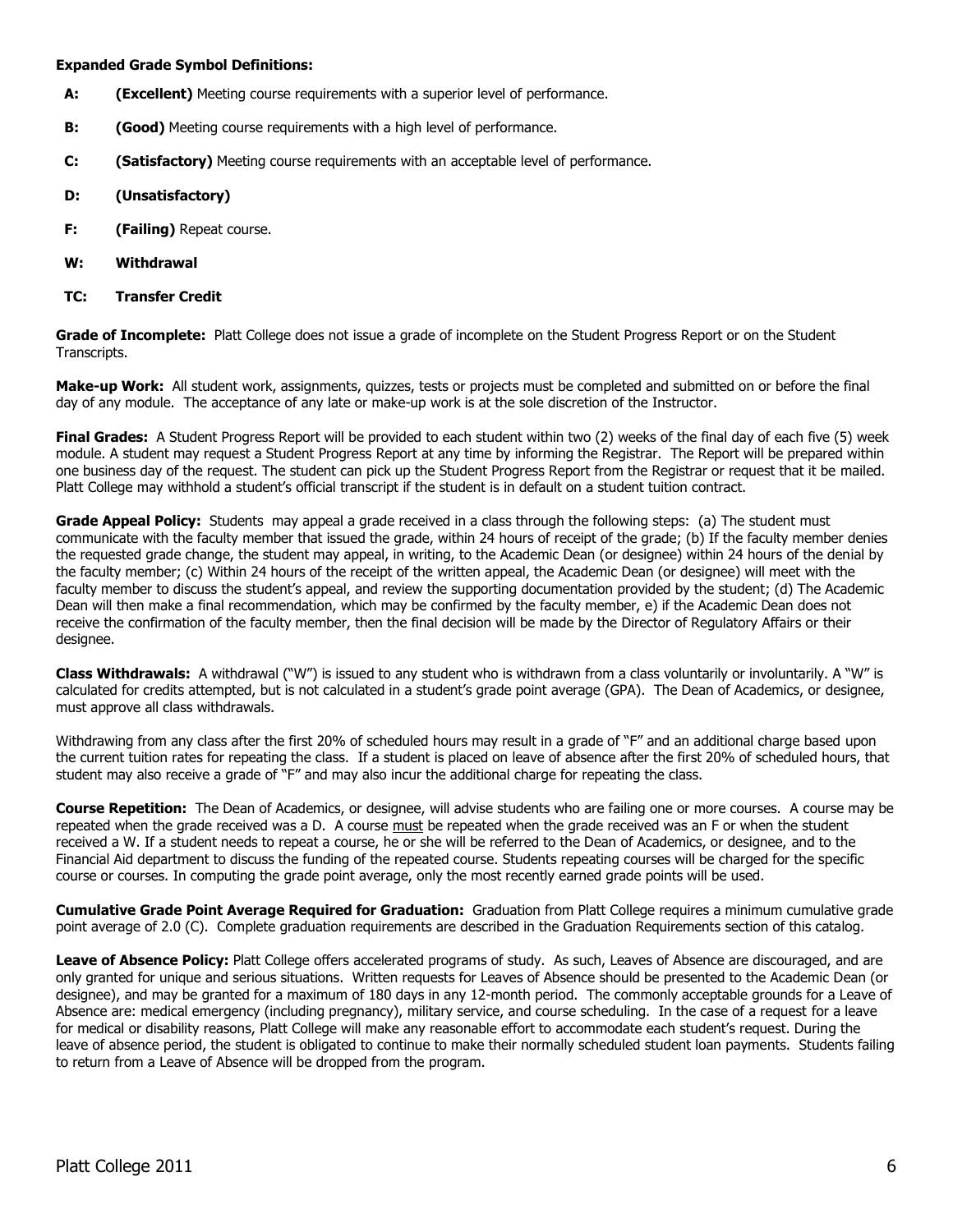**Expanded Grade Symbol Definitions:**

- **A:** **(Excellent)** Meeting course requirements with a superior level of performance.
- **B:** **(Good)** Meeting course requirements with a high level of performance.
- **C:** **(Satisfactory)** Meeting course requirements with an acceptable level of performance.
- **D:** **(Unsatisfactory)**
- **F:** **(Failing)** Repeat course.
- **W:** **Withdrawal**
- **TC:** **Transfer Credit**

**Grade of Incomplete:** Platt College does not issue a grade of incomplete on the Student Progress Report or on the Student Transcripts.

**Make-up Work:** All student work, assignments, quizzes, tests or projects must be completed and submitted on or before the final day of any module. The acceptance of any late or make-up work is at the sole discretion of the Instructor.

**Final Grades:** A Student Progress Report will be provided to each student within two (2) weeks of the final day of each five (5) week module. A student may request a Student Progress Report at any time by informing the Registrar. The Report will be prepared within one business day of the request. The student can pick up the Student Progress Report from the Registrar or request that it be mailed. Platt College may withhold a student's official transcript if the student is in default on a student tuition contract.

**Grade Appeal Policy:** Students may appeal a grade received in a class through the following steps: (a) The student must communicate with the faculty member that issued the grade, within 24 hours of receipt of the grade; (b) If the faculty member denies the requested grade change, the student may appeal, in writing, to the Academic Dean (or designee) within 24 hours of the denial by the faculty member; (c) Within 24 hours of the receipt of the written appeal, the Academic Dean (or designee) will meet with the faculty member to discuss the student's appeal, and review the supporting documentation provided by the student; (d) The Academic Dean will then make a final recommendation, which may be confirmed by the faculty member, e) if the Academic Dean does not receive the confirmation of the faculty member, then the final decision will be made by the Director of Regulatory Affairs or their designee.

**Class Withdrawals:** A withdrawal ("W") is issued to any student who is withdrawn from a class voluntarily or involuntarily. A "W" is calculated for credits attempted, but is not calculated in a student's grade point average (GPA). The Dean of Academics, or designee, must approve all class withdrawals.

Withdrawing from any class after the first 20% of scheduled hours may result in a grade of "F" and an additional charge based upon the current tuition rates for repeating the class. If a student is placed on leave of absence after the first 20% of scheduled hours, that student may also receive a grade of "F" and may also incur the additional charge for repeating the class.

**Course Repetition:** The Dean of Academics, or designee, will advise students who are failing one or more courses. A course may be repeated when the grade received was a D. A course <u>must</u> be repeated when the grade received was an F or when the student received a W. If a student needs to repeat a course, he or she will be referred to the Dean of Academics, or designee, and to the Financial Aid department to discuss the funding of the repeated course. Students repeating courses will be charged for the specific course or courses. In computing the grade point average, only the most recently earned grade points will be used.

**Cumulative Grade Point Average Required for Graduation:** Graduation from Platt College requires a minimum cumulative grade point average of 2.0 (C). Complete graduation requirements are described in the Graduation Requirements section of this catalog.

**Leave of Absence Policy:** Platt College offers accelerated programs of study. As such, Leaves of Absence are discouraged, and are only granted for unique and serious situations. Written requests for Leaves of Absence should be presented to the Academic Dean (or designee), and may be granted for a maximum of 180 days in any 12-month period. The commonly acceptable grounds for a Leave of Absence are: medical emergency (including pregnancy), military service, and course scheduling. In the case of a request for a leave for medical or disability reasons, Platt College will make any reasonable effort to accommodate each student's request. During the leave of absence period, the student is obligated to continue to make their normally scheduled student loan payments. Students failing to return from a Leave of Absence will be dropped from the program.